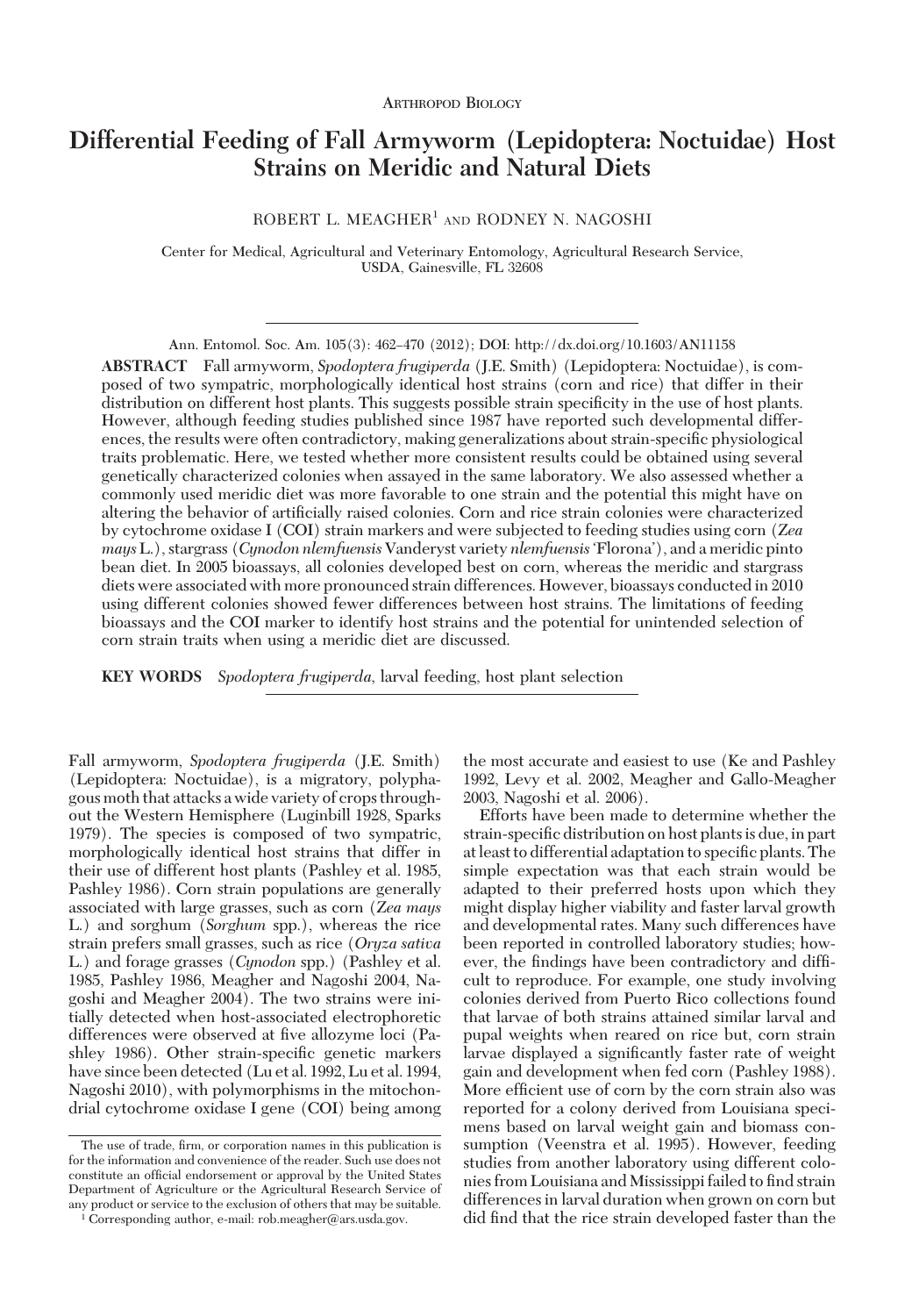Arthropod Biology

# Differential Feeding of Fall Armyworm (Lepidoptera: Noctuidae) Host Strains on Meridic and Natural Diets

ROBERT L. MEAGHER[1] AND RODNEY N. NAGOSHI

Center for Medical, Agricultural and Veterinary Entomology, Agricultural Research Service, USDA, Gainesville, FL 32608

Ann. Entomol. Soc. Am. 105(3): 462–470 (2012); DOI: http://dx.doi.org/10.1603/AN11158

**ABSTRACT** Fall armyworm, *Spodoptera frugiperda* (J.E. Smith) (Lepidoptera: Noctuidae), is composed of two sympatric, morphologically identical host strains (corn and rice) that differ in their distribution on different host plants. This suggests possible strain specificity in the use of host plants. However, although feeding studies published since 1987 have reported such developmental differences, the results were often contradictory, making generalizations about strain-specific physiological traits problematic. Here, we tested whether more consistent results could be obtained using several genetically characterized colonies when assayed in the same laboratory. We also assessed whether a commonly used meridic diet was more favorable to one strain and the potential this might have on altering the behavior of artificially raised colonies. Corn and rice strain colonies were characterized by cytochrome oxidase I (COI) strain markers and were subjected to feeding studies using corn (*Zea mays* L.), stargrass (*Cynodon nlemfuensis* Vanderyst variety *nlemfuensis* 'Florona'), and a meridic pinto bean diet. In 2005 bioassays, all colonies developed best on corn, whereas the meridic and stargrass diets were associated with more pronounced strain differences. However, bioassays conducted in 2010 using different colonies showed fewer differences between host strains. The limitations of feeding bioassays and the COI marker to identify host strains and the potential for unintended selection of corn strain traits when using a meridic diet are discussed.

**KEY WORDS** *Spodoptera frugiperda*, larval feeding, host plant selection

Fall armyworm, *Spodoptera frugiperda* (J.E. Smith) (Lepidoptera: Noctuidae), is a migratory, polyphagous moth that attacks a wide variety of crops throughout the Western Hemisphere (Luginbill 1928, Sparks 1979). The species is composed of two sympatric, morphologically identical host strains that differ in their use of different host plants (Pashley et al. 1985, Pashley 1986). Corn strain populations are generally associated with large grasses, such as corn (*Zea mays* L.) and sorghum (*Sorghum* spp.), whereas the rice strain prefers small grasses, such as rice (*Oryza sativa* L.) and forage grasses (*Cynodon* spp.) (Pashley et al. 1985, Pashley 1986, Meagher and Nagoshi 2004, Nagoshi and Meagher 2004). The two strains were initially detected when host-associated electrophoretic differences were observed at five allozyme loci (Pashley 1986). Other strain-specific genetic markers have since been detected (Lu et al. 1992, Lu et al. 1994, Nagoshi 2010), with polymorphisms in the mitochondrial cytochrome oxidase I gene (COI) being among the most accurate and easiest to use (Ke and Pashley 1992, Levy et al. 2002, Meagher and Gallo-Meagher 2003, Nagoshi et al. 2006).

Efforts have been made to determine whether the strain-specific distribution on host plants is due, in part at least to differential adaptation to specific plants. The simple expectation was that each strain would be adapted to their preferred hosts upon which they might display higher viability and faster larval growth and developmental rates. Many such differences have been reported in controlled laboratory studies; however, the findings have been contradictory and difficult to reproduce. For example, one study involving colonies derived from Puerto Rico collections found that larvae of both strains attained similar larval and pupal weights when reared on rice but, corn strain larvae displayed a significantly faster rate of weight gain and development when fed corn (Pashley 1988). More efficient use of corn by the corn strain also was reported for a colony derived from Louisiana specimens based on larval weight gain and biomass consumption (Veenstra et al. 1995). However, feeding studies from another laboratory using different colonies from Louisiana and Mississippi failed to find strain differences in larval duration when grown on corn but did find that the rice strain developed faster than the

The use of trade, firm, or corporation names in this publication is for the information and convenience of the reader. Such use does not constitute an official endorsement or approval by the United States Department of Agriculture or the Agricultural Research Service of any product or service to the exclusion of others that may be suitable.

[1] Corresponding author, e-mail: rob.meagher@ars.usda.gov.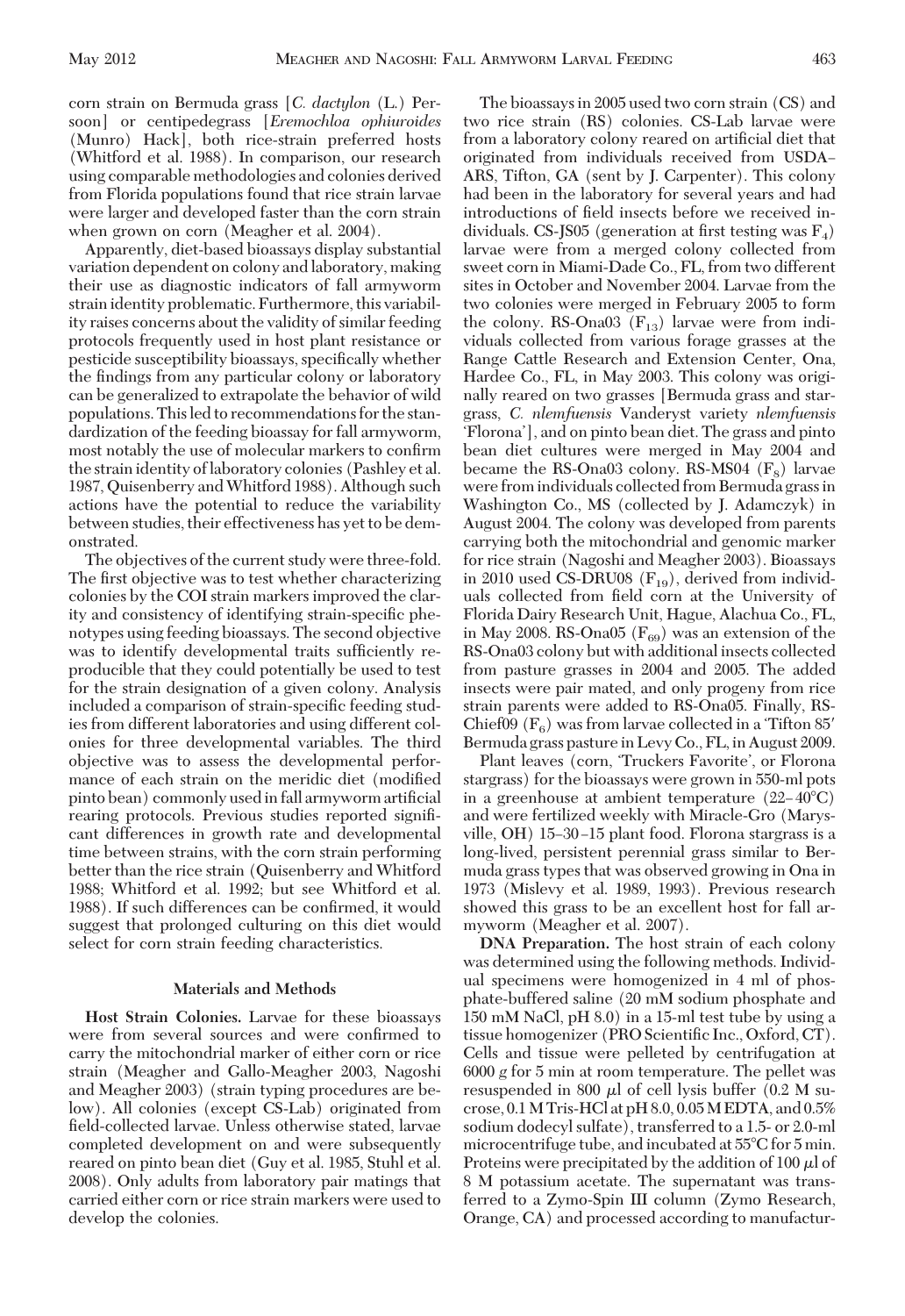corn strain on Bermuda grass [*C. dactylon* (L.) Persoon] or centipedegrass [*Eremochloa ophiuroides* (Munro) Hack], both rice-strain preferred hosts (Whitford et al. 1988). In comparison, our research using comparable methodologies and colonies derived from Florida populations found that rice strain larvae were larger and developed faster than the corn strain when grown on corn (Meagher et al. 2004).

Apparently, diet-based bioassays display substantial variation dependent on colony and laboratory, making their use as diagnostic indicators of fall armyworm strain identity problematic. Furthermore, this variability raises concerns about the validity of similar feeding protocols frequently used in host plant resistance or pesticide susceptibility bioassays, specifically whether the findings from any particular colony or laboratory can be generalized to extrapolate the behavior of wild populations. This led to recommendations for the standardization of the feeding bioassay for fall armyworm, most notably the use of molecular markers to confirm the strain identity of laboratory colonies (Pashley et al. 1987, Quisenberry and Whitford 1988). Although such actions have the potential to reduce the variability between studies, their effectiveness has yet to be demonstrated.

The objectives of the current study were three-fold. The first objective was to test whether characterizing colonies by the COI strain markers improved the clarity and consistency of identifying strain-specific phenotypes using feeding bioassays. The second objective was to identify developmental traits sufficiently reproducible that they could potentially be used to test for the strain designation of a given colony. Analysis included a comparison of strain-specific feeding studies from different laboratories and using different colonies for three developmental variables. The third objective was to assess the developmental performance of each strain on the meridic diet (modified pinto bean) commonly used in fall armyworm artificial rearing protocols. Previous studies reported significant differences in growth rate and developmental time between strains, with the corn strain performing better than the rice strain (Quisenberry and Whitford 1988; Whitford et al. 1992; but see Whitford et al. 1988). If such differences can be confirmed, it would suggest that prolonged culturing on this diet would select for corn strain feeding characteristics.

## Materials and Methods

**Host Strain Colonies.** Larvae for these bioassays were from several sources and were confirmed to carry the mitochondrial marker of either corn or rice strain (Meagher and Gallo-Meagher 2003, Nagoshi and Meagher 2003) (strain typing procedures are below). All colonies (except CS-Lab) originated from field-collected larvae. Unless otherwise stated, larvae completed development on and were subsequently reared on pinto bean diet (Guy et al. 1985, Stuhl et al. 2008). Only adults from laboratory pair matings that carried either corn or rice strain markers were used to develop the colonies.

The bioassays in 2005 used two corn strain (CS) and two rice strain (RS) colonies. CS-Lab larvae were from a laboratory colony reared on artificial diet that originated from individuals received from USDA–ARS, Tifton, GA (sent by J. Carpenter). This colony had been in the laboratory for several years and had introductions of field insects before we received individuals. CS-JS05 (generation at first testing was $F_4$) larvae were from a merged colony collected from sweet corn in Miami-Dade Co., FL, from two different sites in October and November 2004. Larvae from the two colonies were merged in February 2005 to form the colony. RS-Ona03 ($F_{13}$) larvae were from individuals collected from various forage grasses at the Range Cattle Research and Extension Center, Ona, Hardee Co., FL, in May 2003. This colony was originally reared on two grasses [Bermuda grass and stargrass, *C. nlemfuensis* Vanderyst variety *nlemfuensis* 'Florona'], and on pinto bean diet. The grass and pinto bean diet cultures were merged in May 2004 and became the RS-Ona03 colony. RS-MS04 ($F_8$) larvae were from individuals collected from Bermuda grass in Washington Co., MS (collected by J. Adamczyk) in August 2004. The colony was developed from parents carrying both the mitochondrial and genomic marker for rice strain (Nagoshi and Meagher 2003). Bioassays in 2010 used CS-DRU08 ($F_{19}$), derived from individuals collected from field corn at the University of Florida Dairy Research Unit, Hague, Alachua Co., FL, in May 2008. RS-Ona05 ($F_{69}$) was an extension of the RS-Ona03 colony but with additional insects collected from pasture grasses in 2004 and 2005. The added insects were pair mated, and only progeny from rice strain parents were added to RS-Ona05. Finally, RS-Chief09 ($F_6$) was from larvae collected in a 'Tifton 85' Bermuda grass pasture in Levy Co., FL, in August 2009.

Plant leaves (corn, 'Truckers Favorite', or Florona stargrass) for the bioassays were grown in 550-ml pots in a greenhouse at ambient temperature (22–40°C) and were fertilized weekly with Miracle-Gro (Marysville, OH) 15–30–15 plant food. Florona stargrass is a long-lived, persistent perennial grass similar to Bermuda grass types that was observed growing in Ona in 1973 (Mislevy et al. 1989, 1993). Previous research showed this grass to be an excellent host for fall armyworm (Meagher et al. 2007).

**DNA Preparation.** The host strain of each colony was determined using the following methods. Individual specimens were homogenized in 4 ml of phosphate-buffered saline (20 mM sodium phosphate and 150 mM NaCl, pH 8.0) in a 15-ml test tube by using a tissue homogenizer (PRO Scientific Inc., Oxford, CT). Cells and tissue were pelleted by centrifugation at 6000 *g* for 5 min at room temperature. The pellet was resuspended in 800 μl of cell lysis buffer (0.2 M sucrose, 0.1 M Tris-HCl at pH 8.0, 0.05 M EDTA, and 0.5% sodium dodecyl sulfate), transferred to a 1.5- or 2.0-ml microcentrifuge tube, and incubated at 55°C for 5 min. Proteins were precipitated by the addition of 100 μl of 8 M potassium acetate. The supernatant was transferred to a Zymo-Spin III column (Zymo Research, Orange, CA) and processed according to manufactur-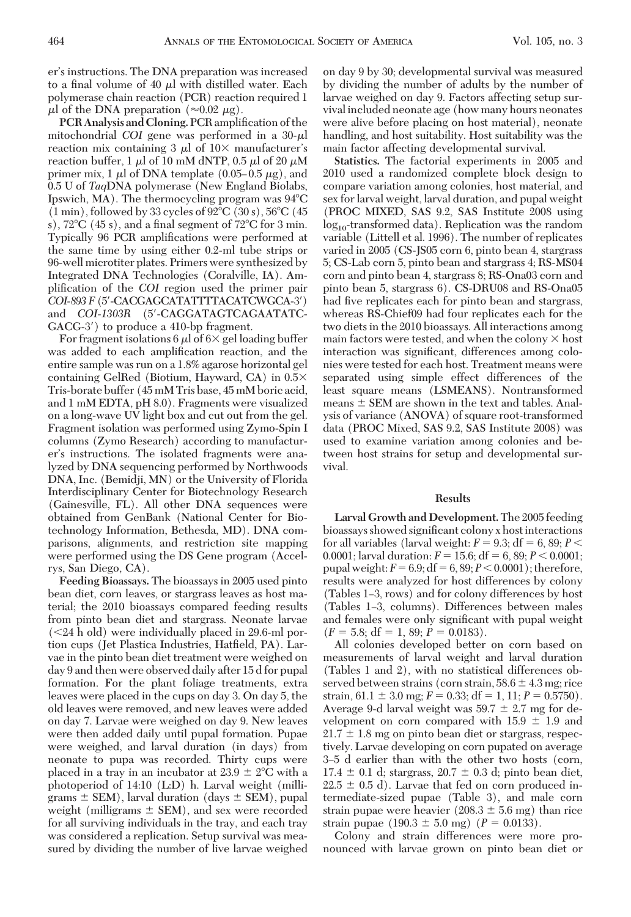er's instructions. The DNA preparation was increased to a final volume of 40 μl with distilled water. Each polymerase chain reaction (PCR) reaction required 1 μl of the DNA preparation (≈0.02 μg).

**PCR Analysis and Cloning.** PCR amplification of the mitochondrial *COI* gene was performed in a 30-μl reaction mix containing 3 μl of 10× manufacturer's reaction buffer, 1 μl of 10 mM dNTP, 0.5 μl of 20 μM primer mix, 1 μl of DNA template (0.05–0.5 μg), and 0.5 U of *Taq*DNA polymerase (New England Biolabs, Ipswich, MA). The thermocycling program was 94°C (1 min), followed by 33 cycles of 92°C (30 s), 56°C (45 s), 72°C (45 s), and a final segment of 72°C for 3 min. Typically 96 PCR amplifications were performed at the same time by using either 0.2-ml tube strips or 96-well microtiter plates. Primers were synthesized by Integrated DNA Technologies (Coralville, IA). Amplification of the *COI* region used the primer pair *COI-893F* (5′-CACGAGCATATTTTACATCWGCA-3′) and *COI-1303R* (5′-CAGGATAGTCAGAATATC-GACG-3′) to produce a 410-bp fragment.

For fragment isolations 6 μl of 6× gel loading buffer was added to each amplification reaction, and the entire sample was run on a 1.8% agarose horizontal gel containing GelRed (Biotium, Hayward, CA) in 0.5× Tris-borate buffer (45 mM Tris base, 45 mM boric acid, and 1 mM EDTA, pH 8.0). Fragments were visualized on a long-wave UV light box and cut out from the gel. Fragment isolation was performed using Zymo-Spin I columns (Zymo Research) according to manufacturer's instructions. The isolated fragments were analyzed by DNA sequencing performed by Northwoods DNA, Inc. (Bemidji, MN) or the University of Florida Interdisciplinary Center for Biotechnology Research (Gainesville, FL). All other DNA sequences were obtained from GenBank (National Center for Biotechnology Information, Bethesda, MD). DNA comparisons, alignments, and restriction site mapping were performed using the DS Gene program (Accelrys, San Diego, CA).

**Feeding Bioassays.** The bioassays in 2005 used pinto bean diet, corn leaves, or stargrass leaves as host material; the 2010 bioassays compared feeding results from pinto bean diet and stargrass. Neonate larvae (<24 h old) were individually placed in 29.6-ml portion cups (Jet Plastica Industries, Hatfield, PA). Larvae in the pinto bean diet treatment were weighed on day 9 and then were observed daily after 15 d for pupal formation. For the plant foliage treatments, extra leaves were placed in the cups on day 3. On day 5, the old leaves were removed, and new leaves were added on day 7. Larvae were weighed on day 9. New leaves were then added daily until pupal formation. Pupae were weighed, and larval duration (in days) from neonate to pupa was recorded. Thirty cups were placed in a tray in an incubator at 23.9 ± 2°C with a photoperiod of 14:10 (L:D) h. Larval weight (milligrams ± SEM), larval duration (days ± SEM), pupal weight (milligrams ± SEM), and sex were recorded for all surviving individuals in the tray, and each tray was considered a replication. Setup survival was measured by dividing the number of live larvae weighed on day 9 by 30; developmental survival was measured by dividing the number of adults by the number of larvae weighed on day 9. Factors affecting setup survival included neonate age (how many hours neonates were alive before placing on host material), neonate handling, and host suitability. Host suitability was the main factor affecting developmental survival.

**Statistics.** The factorial experiments in 2005 and 2010 used a randomized complete block design to compare variation among colonies, host material, and sex for larval weight, larval duration, and pupal weight (PROC MIXED, SAS 9.2, SAS Institute 2008 using $\log_{10}$-transformed data). Replication was the random variable (Littell et al. 1996). The number of replicates varied in 2005 (CS-JS05 corn 6, pinto bean 4, stargrass 5; CS-Lab corn 5, pinto bean and stargrass 4; RS-MS04 corn and pinto bean 4, stargrass 8; RS-Ona03 corn and pinto bean 5, stargrass 6). CS-DRU08 and RS-Ona05 had five replicates each for pinto bean and stargrass, whereas RS-Chief09 had four replicates each for the two diets in the 2010 bioassays. All interactions among main factors were tested, and when the colony × host interaction was significant, differences among colonies were tested for each host. Treatment means were separated using simple effect differences of the least square means (LSMEANS). Nontransformed means ± SEM are shown in the text and tables. Analysis of variance (ANOVA) of square root-transformed data (PROC Mixed, SAS 9.2, SAS Institute 2008) was used to examine variation among colonies and between host strains for setup and developmental survival.

## Results

**Larval Growth and Development.** The 2005 feeding bioassays showed significant colony x host interactions for all variables (larval weight: $F = 9.3$; df = 6, 89; $P < 0.0001$; larval duration: $F = 15.6$; df = 6, 89; $P < 0.0001$; pupal weight: $F = 6.9$; df = 6, 89; $P < 0.0001$); therefore, results were analyzed for host differences by colony (Tables 1–3, rows) and for colony differences by host (Tables 1–3, columns). Differences between males and females were only significant with pupal weight ($F = 5.8$; df = 1, 89; $P = 0.0183$).

All colonies developed better on corn based on measurements of larval weight and larval duration (Tables 1 and 2), with no statistical differences observed between strains (corn strain, 58.6 ± 4.3 mg; rice strain, 61.1 ± 3.0 mg; $F = 0.33$; df = 1, 11; $P = 0.5750$). Average 9-d larval weight was 59.7 ± 2.7 mg for development on corn compared with 15.9 ± 1.9 and 21.7 ± 1.8 mg on pinto bean diet or stargrass, respectively. Larvae developing on corn pupated on average 3–5 d earlier than with the other two hosts (corn, 17.4 ± 0.1 d; stargrass, 20.7 ± 0.3 d; pinto bean diet, 22.5 ± 0.5 d). Larvae that fed on corn produced intermediate-sized pupae (Table 3), and male corn strain pupae were heavier (208.3 ± 5.6 mg) than rice strain pupae (190.3 ± 5.0 mg) ($P = 0.0133$).

Colony and strain differences were more pronounced with larvae grown on pinto bean diet or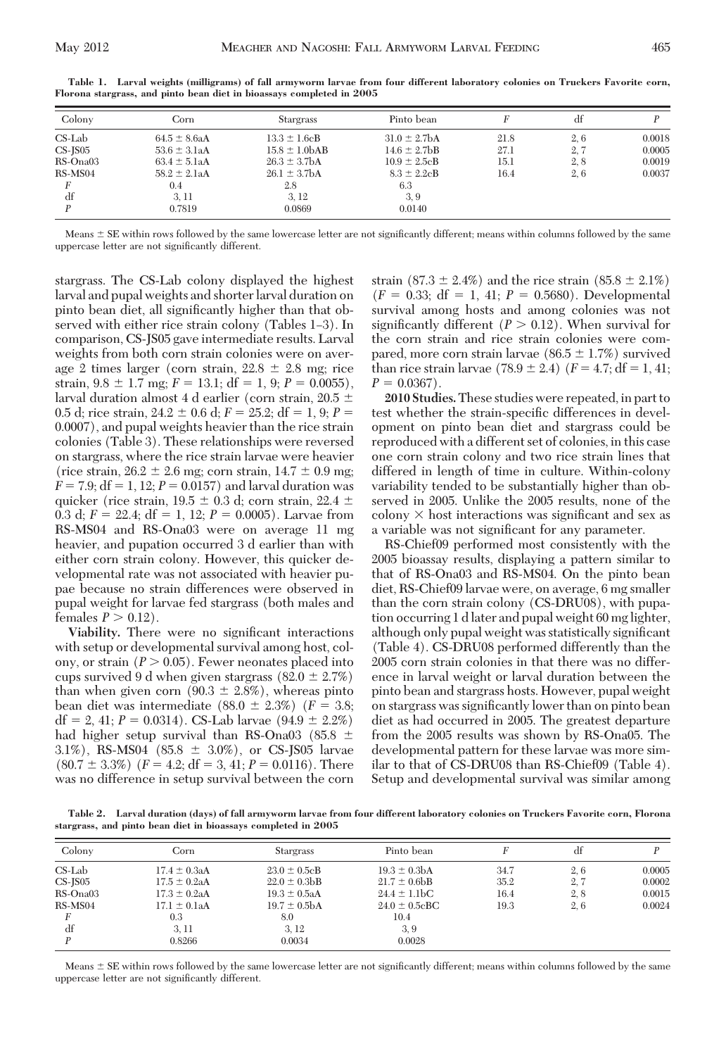**Table 1. Larval weights (milligrams) of fall armyworm larvae from four different laboratory colonies on Truckers Favorite corn, Florona stargrass, and pinto bean diet in bioassays completed in 2005**

| Colony | Corn | Stargrass | Pinto bean | $F$ | df | $P$ |
|---|---|---|---|---|---|---|
| CS-Lab | 64.5 ± 8.6aA | 13.3 ± 1.6cB | 31.0 ± 2.7bA | 21.8 | 2, 6 | 0.0018 |
| CS-JS05 | 53.6 ± 3.1aA | 15.8 ± 1.0bAB | 14.6 ± 2.7bB | 27.1 | 2, 7 | 0.0005 |
| RS-Ona03 | 63.4 ± 5.1aA | 26.3 ± 3.7bA | 10.9 ± 2.5cB | 15.1 | 2, 8 | 0.0019 |
| RS-MS04 | 58.2 ± 2.1aA | 26.1 ± 3.7bA | 8.3 ± 2.2cB | 16.4 | 2, 6 | 0.0037 |
| $F$ | 0.4 | 2.8 | 6.3 | | | |
| df | 3, 11 | 3, 12 | 3, 9 | | | |
| $P$ | 0.7819 | 0.0869 | 0.0140 | | | |

Means ± SE within rows followed by the same lowercase letter are not significantly different; means within columns followed by the same uppercase letter are not significantly different.

stargrass. The CS-Lab colony displayed the highest larval and pupal weights and shorter larval duration on pinto bean diet, all significantly higher than that observed with either rice strain colony (Tables 1–3). In comparison, CS-JS05 gave intermediate results. Larval weights from both corn strain colonies were on average 2 times larger (corn strain, 22.8 ± 2.8 mg; rice strain, 9.8 ± 1.7 mg; $F = 13.1$; df = 1, 9; $P = 0.0055$), larval duration almost 4 d earlier (corn strain, 20.5 ± 0.5 d; rice strain, 24.2 ± 0.6 d; $F = 25.2$; df = 1, 9; $P = 0.0007$), and pupal weights heavier than the rice strain colonies (Table 3). These relationships were reversed on stargrass, where the rice strain larvae were heavier (rice strain, 26.2 ± 2.6 mg; corn strain, 14.7 ± 0.9 mg; $F = 7.9$; df = 1, 12; $P = 0.0157$) and larval duration was quicker (rice strain, 19.5 ± 0.3 d; corn strain, 22.4 ± 0.3 d; $F = 22.4$; df = 1, 12; $P = 0.0005$). Larvae from RS-MS04 and RS-Ona03 were on average 11 mg heavier, and pupation occurred 3 d earlier than with either corn strain colony. However, this quicker developmental rate was not associated with heavier pupae because no strain differences were observed in pupal weight for larvae fed stargrass (both males and females $P > 0.12$).

**Viability.** There were no significant interactions with setup or developmental survival among host, colony, or strain ($P > 0.05$). Fewer neonates placed into cups survived 9 d when given stargrass (82.0 ± 2.7%) than when given corn (90.3 ± 2.8%), whereas pinto bean diet was intermediate (88.0 ± 2.3%) ($F = 3.8$; df = 2, 41; $P = 0.0314$). CS-Lab larvae (94.9 ± 2.2%) had higher setup survival than RS-Ona03 (85.8 ± 3.1%), RS-MS04 (85.8 ± 3.0%), or CS-JS05 larvae (80.7 ± 3.3%) ($F = 4.2$; df = 3, 41; $P = 0.0116$). There was no difference in setup survival between the corn strain (87.3 ± 2.4%) and the rice strain (85.8 ± 2.1%) ($F = 0.33$; df = 1, 41; $P = 0.5680$). Developmental survival among hosts and among colonies was not significantly different ($P > 0.12$). When survival for the corn strain and rice strain colonies were compared, more corn strain larvae (86.5 ± 1.7%) survived than rice strain larvae (78.9 ± 2.4) ($F = 4.7$; df = 1, 41; $P = 0.0367$).

**2010 Studies.** These studies were repeated, in part to test whether the strain-specific differences in development on pinto bean diet and stargrass could be reproduced with a different set of colonies, in this case one corn strain colony and two rice strain lines that differed in length of time in culture. Within-colony variability tended to be substantially higher than observed in 2005. Unlike the 2005 results, none of the colony × host interactions was significant and sex as a variable was not significant for any parameter.

RS-Chief09 performed most consistently with the 2005 bioassay results, displaying a pattern similar to that of RS-Ona03 and RS-MS04. On the pinto bean diet, RS-Chief09 larvae were, on average, 6 mg smaller than the corn strain colony (CS-DRU08), with pupation occurring 1 d later and pupal weight 60 mg lighter, although only pupal weight was statistically significant (Table 4). CS-DRU08 performed differently than the 2005 corn strain colonies in that there was no difference in larval weight or larval duration between the pinto bean and stargrass hosts. However, pupal weight on stargrass was significantly lower than on pinto bean diet as had occurred in 2005. The greatest departure from the 2005 results was shown by RS-Ona05. The developmental pattern for these larvae was more similar to that of CS-DRU08 than RS-Chief09 (Table 4). Setup and developmental survival was similar among

**Table 2. Larval duration (days) of fall armyworm larvae from four different laboratory colonies on Truckers Favorite corn, Florona stargrass, and pinto bean diet in bioassays completed in 2005**

| Colony | Corn | Stargrass | Pinto bean | $F$ | df | $P$ |
|---|---|---|---|---|---|---|
| CS-Lab | 17.4 ± 0.3aA | 23.0 ± 0.5cB | 19.3 ± 0.3bA | 34.7 | 2, 6 | 0.0005 |
| CS-JS05 | 17.5 ± 0.2aA | 22.0 ± 0.3bB | 21.7 ± 0.6bB | 35.2 | 2, 7 | 0.0002 |
| RS-Ona03 | 17.3 ± 0.2aA | 19.3 ± 0.5aA | 24.4 ± 1.1bC | 16.4 | 2, 8 | 0.0015 |
| RS-MS04 | 17.1 ± 0.1aA | 19.7 ± 0.5bA | 24.0 ± 0.5cBC | 19.3 | 2, 6 | 0.0024 |
| $F$ | 0.3 | 8.0 | 10.4 | | | |
| df | 3, 11 | 3, 12 | 3, 9 | | | |
| $P$ | 0.8266 | 0.0034 | 0.0028 | | | |

Means ± SE within rows followed by the same lowercase letter are not significantly different; means within columns followed by the same uppercase letter are not significantly different.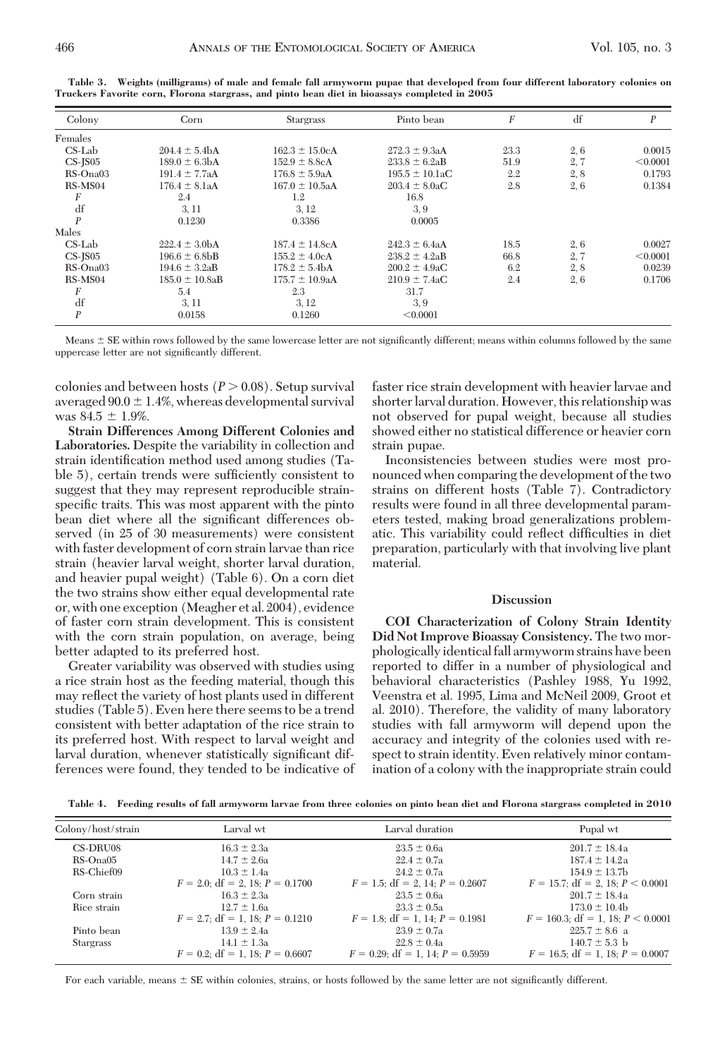**Table 3. Weights (milligrams) of male and female fall armyworm pupae that developed from four different laboratory colonies on Truckers Favorite corn, Florona stargrass, and pinto bean diet in bioassays completed in 2005**

| Colony | Corn | Stargrass | Pinto bean | $F$ | df | $P$ |
|---|---|---|---|---|---|---|
| Females | | | | | | |
| CS-Lab | 204.4 ± 5.4bA | 162.3 ± 15.0cA | 272.3 ± 9.3aA | 23.3 | 2, 6 | 0.0015 |
| CS-JS05 | 189.0 ± 6.3bA | 152.9 ± 8.8cA | 233.8 ± 6.2aB | 51.9 | 2, 7 | <0.0001 |
| RS-Ona03 | 191.4 ± 7.7aA | 176.8 ± 5.9aA | 195.5 ± 10.1aC | 2.2 | 2, 8 | 0.1793 |
| RS-MS04 | 176.4 ± 8.1aA | 167.0 ± 10.5aA | 203.4 ± 8.0aC | 2.8 | 2, 6 | 0.1384 |
| $F$ | 2.4 | 1.2 | 16.8 | | | |
| df | 3, 11 | 3, 12 | 3, 9 | | | |
| $P$ | 0.1230 | 0.3386 | 0.0005 | | | |
| Males | | | | | | |
| CS-Lab | 222.4 ± 3.0bA | 187.4 ± 14.8cA | 242.3 ± 6.4aA | 18.5 | 2, 6 | 0.0027 |
| CS-JS05 | 196.6 ± 6.8bB | 155.2 ± 4.0cA | 238.2 ± 4.2aB | 66.8 | 2, 7 | <0.0001 |
| RS-Ona03 | 194.6 ± 3.2aB | 178.2 ± 5.4bA | 200.2 ± 4.9aC | 6.2 | 2, 8 | 0.0239 |
| RS-MS04 | 185.0 ± 10.8aB | 175.7 ± 10.9aA | 210.9 ± 7.4aC | 2.4 | 2, 6 | 0.1706 |
| $F$ | 5.4 | 2.3 | 31.7 | | | |
| df | 3, 11 | 3, 12 | 3, 9 | | | |
| $P$ | 0.0158 | 0.1260 | <0.0001 | | | |

Means ± SE within rows followed by the same lowercase letter are not significantly different; means within columns followed by the same uppercase letter are not significantly different.

colonies and between hosts ($P > 0.08$). Setup survival averaged 90.0 ± 1.4%, whereas developmental survival was 84.5 ± 1.9%.

**Strain Differences Among Different Colonies and Laboratories.** Despite the variability in collection and strain identification method used among studies (Table 5), certain trends were sufficiently consistent to suggest that they may represent reproducible strain-specific traits. This was most apparent with the pinto bean diet where all the significant differences observed (in 25 of 30 measurements) were consistent with faster development of corn strain larvae than rice strain (heavier larval weight, shorter larval duration, and heavier pupal weight) (Table 6). On a corn diet the two strains show either equal developmental rate or, with one exception (Meagher et al. 2004), evidence of faster corn strain development. This is consistent with the corn strain population, on average, being better adapted to its preferred host.

Greater variability was observed with studies using a rice strain host as the feeding material, though this may reflect the variety of host plants used in different studies (Table 5). Even here there seems to be a trend consistent with better adaptation of the rice strain to its preferred host. With respect to larval weight and larval duration, whenever statistically significant differences were found, they tended to be indicative of faster rice strain development with heavier larvae and shorter larval duration. However, this relationship was not observed for pupal weight, because all studies showed either no statistical difference or heavier corn strain pupae.

Inconsistencies between studies were most pronounced when comparing the development of the two strains on different hosts (Table 7). Contradictory results were found in all three developmental parameters tested, making broad generalizations problematic. This variability could reflect difficulties in diet preparation, particularly with that involving live plant material.

## Discussion

**COI Characterization of Colony Strain Identity Did Not Improve Bioassay Consistency.** The two morphologically identical fall armyworm strains have been reported to differ in a number of physiological and behavioral characteristics (Pashley 1988, Yu 1992, Veenstra et al. 1995, Lima and McNeil 2009, Groot et al. 2010). Therefore, the validity of many laboratory studies with fall armyworm will depend upon the accuracy and integrity of the colonies used with respect to strain identity. Even relatively minor contamination of a colony with the inappropriate strain could

**Table 4. Feeding results of fall armyworm larvae from three colonies on pinto bean diet and Florona stargrass completed in 2010**

| Colony/host/strain | Larval wt | Larval duration | Pupal wt |
|---|---|---|---|
| CS-DRU08 | 16.3 ± 2.3a | 23.5 ± 0.6a | 201.7 ± 18.4a |
| RS-Ona05 | 14.7 ± 2.6a | 22.4 ± 0.7a | 187.4 ± 14.2a |
| RS-Chief09 | 10.3 ± 1.4a | 24.2 ± 0.7a | 154.9 ± 13.7b |
| | $F = 2.0$; df = 2, 18; $P = 0.1700$ | $F = 1.5$; df = 2, 14; $P = 0.2607$ | $F = 15.7$; df = 2, 18; $P < 0.0001$ |
| Corn strain | 16.3 ± 2.3a | 23.5 ± 0.6a | 201.7 ± 18.4a |
| Rice strain | 12.7 ± 1.6a | 23.3 ± 0.5a | 173.0 ± 10.4b |
| | $F = 2.7$; df = 1, 18; $P = 0.1210$ | $F = 1.8$; df = 1, 14; $P = 0.1981$ | $F = 160.3$; df = 1, 18; $P < 0.0001$ |
| Pinto bean | 13.9 ± 2.4a | 23.9 ± 0.7a | 225.7 ± 8.6 a |
| Stargrass | 14.1 ± 1.3a | 22.8 ± 0.4a | 140.7 ± 5.3 b |
| | $F = 0.2$; df = 1, 18; $P = 0.6607$ | $F = 0.29$; df = 1, 14; $P = 0.5959$ | $F = 16.5$; df = 1, 18; $P = 0.0007$ |

For each variable, means ± SE within colonies, strains, or hosts followed by the same letter are not significantly different.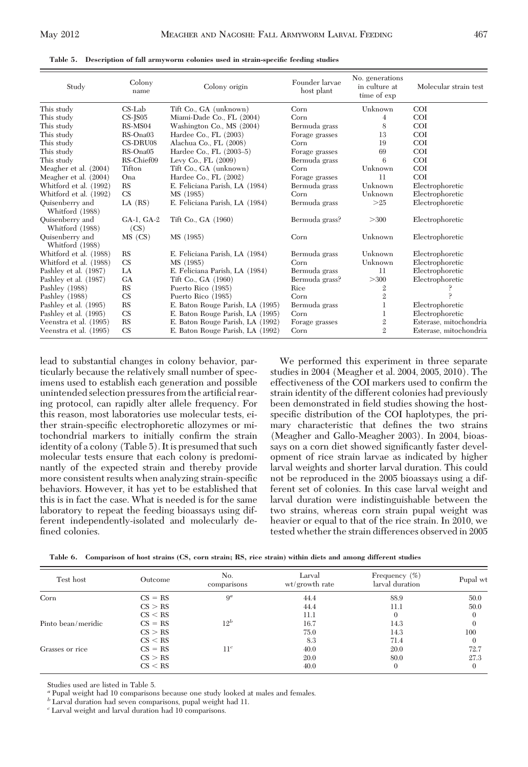**Table 5. Description of fall armyworm colonies used in strain-specific feeding studies**

| Study | Colony name | Colony origin | Founder larvae host plant | No. generations in culture at time of exp | Molecular strain test |
|---|---|---|---|---|---|
| This study | CS-Lab | Tift Co., GA (unknown) | Corn | Unknown | COI |
| This study | CS-JS05 | Miami-Dade Co., FL (2004) | Corn | 4 | COI |
| This study | RS-MS04 | Washington Co., MS (2004) | Bermuda grass | 8 | COI |
| This study | RS-Ona03 | Hardee Co., FL (2003) | Forage grasses | 13 | COI |
| This study | CS-DRU08 | Alachua Co., FL (2008) | Corn | 19 | COI |
| This study | RS-Ona05 | Hardee Co., FL (2003–5) | Forage grasses | 69 | COI |
| This study | RS-Chief09 | Levy Co., FL (2009) | Bermuda grass | 6 | COI |
| Meagher et al. (2004) | Tifton | Tift Co., GA (unknown) | Corn | Unknown | COI |
| Meagher et al. (2004) | Ona | Hardee Co., FL (2002) | Forage grasses | 11 | COI |
| Whitford et al. (1992) | RS | E. Feliciana Parish, LA (1984) | Bermuda grass | Unknown | Electrophoretic |
| Whitford et al. (1992) | CS | MS (1985) | Corn | Unknown | Electrophoretic |
| Quisenberry and Whitford (1988) | LA (RS) | E. Feliciana Parish, LA (1984) | Bermuda grass | >25 | Electrophoretic |
| Quisenberry and Whitford (1988) | GA-1, GA-2 (CS) | Tift Co., GA (1960) | Bermuda grass? | >300 | Electrophoretic |
| Quisenberry and Whitford (1988) | MS (CS) | MS (1985) | Corn | Unknown | Electrophoretic |
| Whitford et al. (1988) | RS | E. Feliciana Parish, LA (1984) | Bermuda grass | Unknown | Electrophoretic |
| Whitford et al. (1988) | CS | MS (1985) | Corn | Unknown | Electrophoretic |
| Pashley et al. (1987) | LA | E. Feliciana Parish, LA (1984) | Bermuda grass | 11 | Electrophoretic |
| Pashley et al. (1987) | GA | Tift Co., GA (1960) | Bermuda grass? | >300 | Electrophoretic |
| Pashley (1988) | RS | Puerto Rico (1985) | Rice | 2 | ? |
| Pashley (1988) | CS | Puerto Rico (1985) | Corn | 2 | ? |
| Pashley et al. (1995) | RS | E. Baton Rouge Parish, LA (1995) | Bermuda grass | 1 | Electrophoretic |
| Pashley et al. (1995) | CS | E. Baton Rouge Parish, LA (1995) | Corn | 1 | Electrophoretic |
| Veenstra et al. (1995) | RS | E. Baton Rouge Parish, LA (1992) | Forage grasses | 2 | Esterase, mitochondria |
| Veenstra et al. (1995) | CS | E. Baton Rouge Parish, LA (1992) | Corn | 2 | Esterase, mitochondria |

lead to substantial changes in colony behavior, particularly because the relatively small number of specimens used to establish each generation and possible unintended selection pressures from the artificial rearing protocol, can rapidly alter allele frequency. For this reason, most laboratories use molecular tests, either strain-specific electrophoretic allozymes or mitochondrial markers to initially confirm the strain identity of a colony (Table 5). It is presumed that such molecular tests ensure that each colony is predominantly of the expected strain and thereby provide more consistent results when analyzing strain-specific behaviors. However, it has yet to be established that this is in fact the case. What is needed is for the same laboratory to repeat the feeding bioassays using different independently-isolated and molecularly defined colonies.

We performed this experiment in three separate studies in 2004 (Meagher et al. 2004, 2005, 2010). The effectiveness of the COI markers used to confirm the strain identity of the different colonies had previously been demonstrated in field studies showing the host-specific distribution of the COI haplotypes, the primary characteristic that defines the two strains (Meagher and Gallo-Meagher 2003). In 2004, bioassays on a corn diet showed significantly faster development of rice strain larvae as indicated by higher larval weights and shorter larval duration. This could not be reproduced in the 2005 bioassays using a different set of colonies. In this case larval weight and larval duration were indistinguishable between the two strains, whereas corn strain pupal weight was heavier or equal to that of the rice strain. In 2010, we tested whether the strain differences observed in 2005

**Table 6. Comparison of host strains (CS, corn strain; RS, rice strain) within diets and among different studies**

| Test host | Outcome | No. comparisons | Larval wt/growth rate | Frequency (%) larval duration | Pupal wt |
|---|---|---|---|---|---|
| Corn | CS = RS | 9[a] | 44.4 | 88.9 | 50.0 |
| | CS > RS | | 44.4 | 11.1 | 50.0 |
| | CS < RS | | 11.1 | 0 | 0 |
| Pinto bean/meridic | CS = RS | 12[b] | 16.7 | 14.3 | 0 |
| | CS > RS | | 75.0 | 14.3 | 100 |
| | CS < RS | | 8.3 | 71.4 | 0 |
| Grasses or rice | CS = RS | 11[c] | 40.0 | 20.0 | 72.7 |
| | CS > RS | | 20.0 | 80.0 | 27.3 |
| | CS < RS | | 40.0 | 0 | 0 |

Studies used are listed in Table 5.

[a] Pupal weight had 10 comparisons because one study looked at males and females.

[b] Larval duration had seven comparisons, pupal weight had 11.

[c] Larval weight and larval duration had 10 comparisons.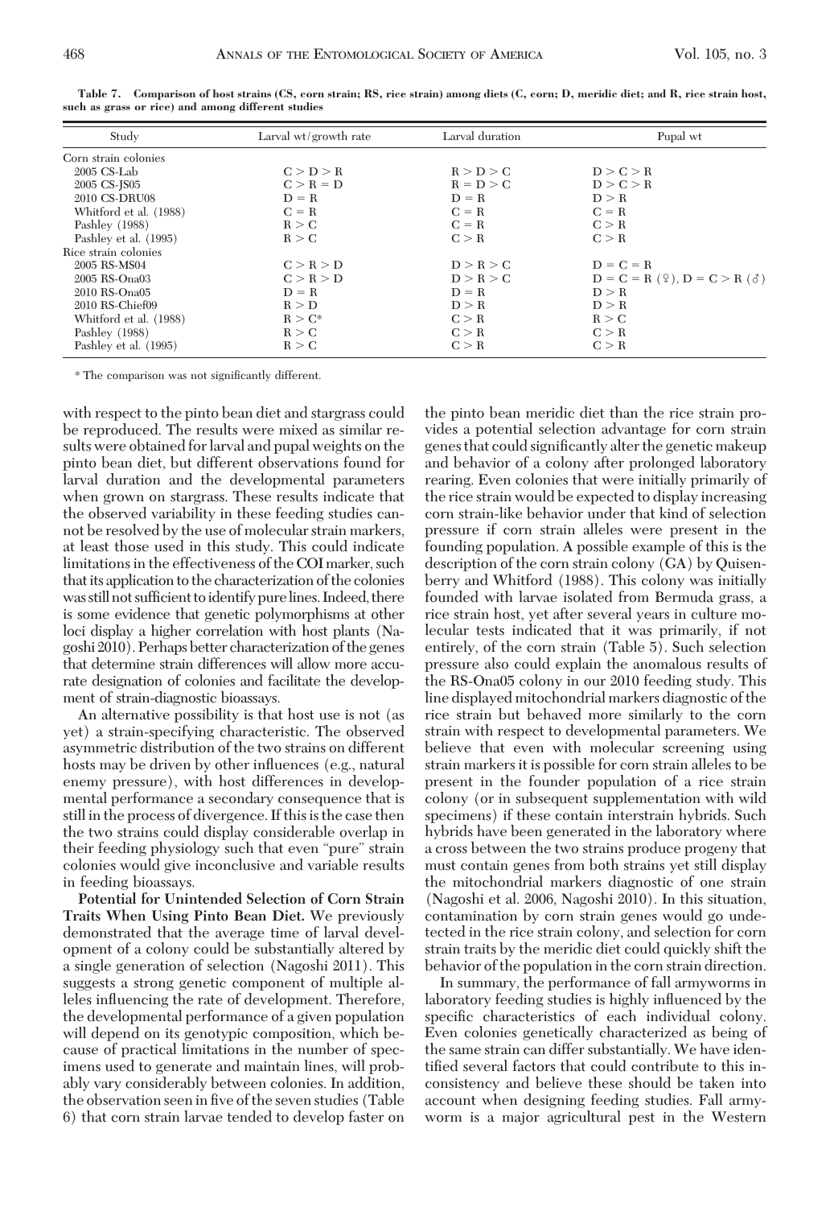Table 7. Comparison of host strains (CS, corn strain; RS, rice strain) among diets (C, corn; D, meridic diet; and R, rice strain host, such as grass or rice) and among different studies

| Study | Larval wt/growth rate | Larval duration | Pupal wt |
|---|---|---|---|
| Corn strain colonies | | | |
| 2005 CS-Lab | C > D > R | R > D > C | D > C > R |
| 2005 CS-JS05 | C > R = D | R = D > C | D > C > R |
| 2010 CS-DRU08 | D = R | D = R | D > R |
| Whitford et al. (1988) | C = R | C = R | C = R |
| Pashley (1988) | R > C | C = R | C > R |
| Pashley et al. (1995) | R > C | C > R | C > R |
| Rice strain colonies | | | |
| 2005 RS-MS04 | C > R > D | D > R > C | D = C = R |
| 2005 RS-Ona03 | C > R > D | D > R > C | D = C = R (♀), D = C > R (♂) |
| 2010 RS-Ona05 | D = R | D = R | D > R |
| 2010 RS-Chief09 | R > D | D > R | D > R |
| Whitford et al. (1988) | R > C* | C > R | R > C |
| Pashley (1988) | R > C | C > R | C > R |
| Pashley et al. (1995) | R > C | C > R | C > R |

* The comparison was not significantly different.

with respect to the pinto bean diet and stargrass could be reproduced. The results were mixed as similar results were obtained for larval and pupal weights on the pinto bean diet, but different observations found for larval duration and the developmental parameters when grown on stargrass. These results indicate that the observed variability in these feeding studies cannot be resolved by the use of molecular strain markers, at least those used in this study. This could indicate limitations in the effectiveness of the COI marker, such that its application to the characterization of the colonies was still not sufficient to identify pure lines. Indeed, there is some evidence that genetic polymorphisms at other loci display a higher correlation with host plants (Nagoshi 2010). Perhaps better characterization of the genes that determine strain differences will allow more accurate designation of colonies and facilitate the development of strain-diagnostic bioassays.

An alternative possibility is that host use is not (as yet) a strain-specifying characteristic. The observed asymmetric distribution of the two strains on different hosts may be driven by other influences (e.g., natural enemy pressure), with host differences in developmental performance a secondary consequence that is still in the process of divergence. If this is the case then the two strains could display considerable overlap in their feeding physiology such that even "pure" strain colonies would give inconclusive and variable results in feeding bioassays.

**Potential for Unintended Selection of Corn Strain Traits When Using Pinto Bean Diet.** We previously demonstrated that the average time of larval development of a colony could be substantially altered by a single generation of selection (Nagoshi 2011). This suggests a strong genetic component of multiple alleles influencing the rate of development. Therefore, the developmental performance of a given population will depend on its genotypic composition, which because of practical limitations in the number of specimens used to generate and maintain lines, will probably vary considerably between colonies. In addition, the observation seen in five of the seven studies (Table 6) that corn strain larvae tended to develop faster on the pinto bean meridic diet than the rice strain provides a potential selection advantage for corn strain genes that could significantly alter the genetic makeup and behavior of a colony after prolonged laboratory rearing. Even colonies that were initially primarily of the rice strain would be expected to display increasing corn strain-like behavior under that kind of selection pressure if corn strain alleles were present in the founding population. A possible example of this is the description of the corn strain colony (GA) by Quisenberry and Whitford (1988). This colony was initially founded with larvae isolated from Bermuda grass, a rice strain host, yet after several years in culture molecular tests indicated that it was primarily, if not entirely, of the corn strain (Table 5). Such selection pressure also could explain the anomalous results of the RS-Ona05 colony in our 2010 feeding study. This line displayed mitochondrial markers diagnostic of the rice strain but behaved more similarly to the corn strain with respect to developmental parameters. We believe that even with molecular screening using strain markers it is possible for corn strain alleles to be present in the founder population of a rice strain colony (or in subsequent supplementation with wild specimens) if these contain interstrain hybrids. Such hybrids have been generated in the laboratory where a cross between the two strains produce progeny that must contain genes from both strains yet still display the mitochondrial markers diagnostic of one strain (Nagoshi et al. 2006, Nagoshi 2010). In this situation, contamination by corn strain genes would go undetected in the rice strain colony, and selection for corn strain traits by the meridic diet could quickly shift the behavior of the population in the corn strain direction.

In summary, the performance of fall armyworms in laboratory feeding studies is highly influenced by the specific characteristics of each individual colony. Even colonies genetically characterized as being of the same strain can differ substantially. We have identified several factors that could contribute to this inconsistency and believe these should be taken into account when designing feeding studies. Fall armyworm is a major agricultural pest in the Western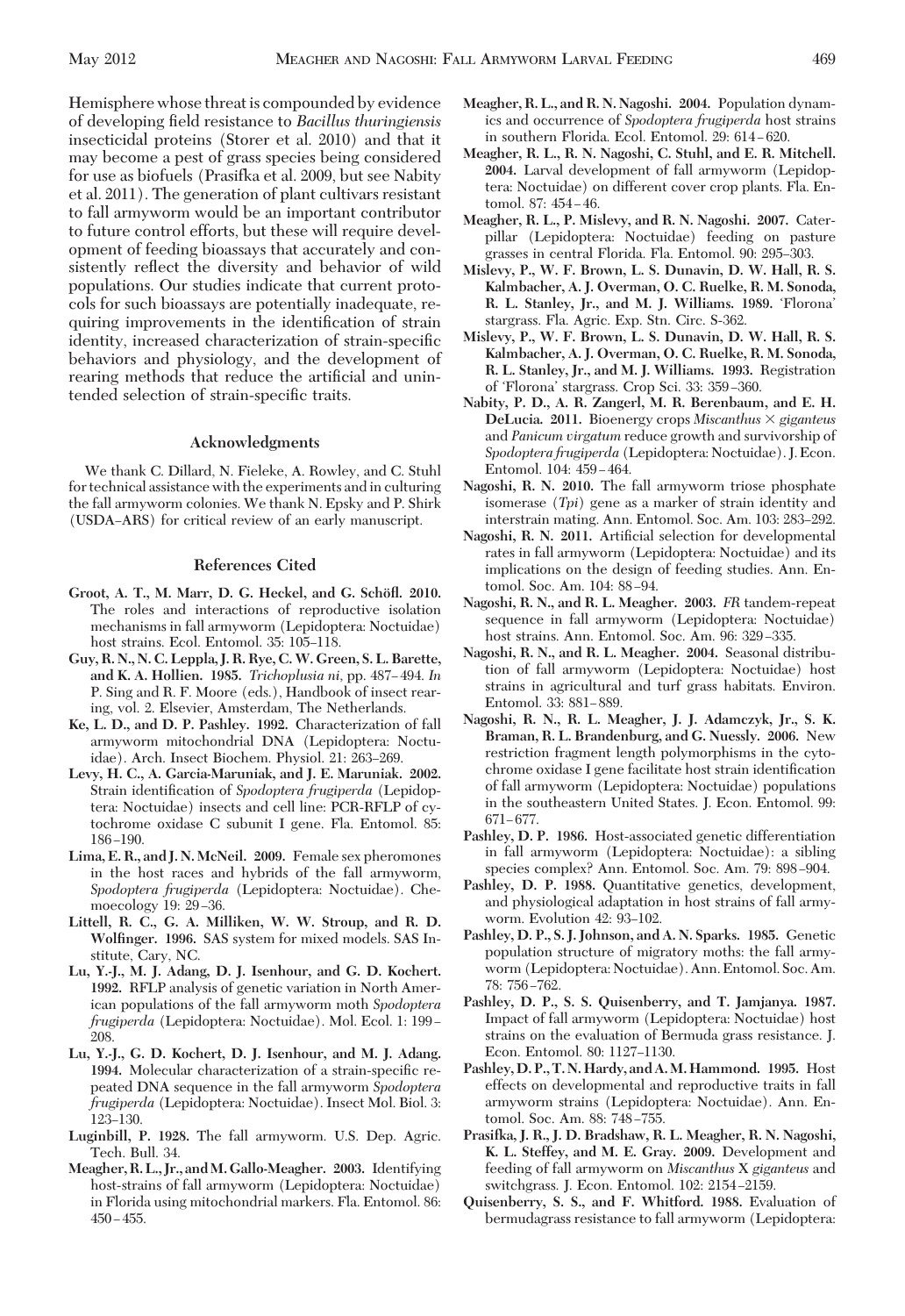Hemisphere whose threat is compounded by evidence of developing field resistance to *Bacillus thuringiensis* insecticidal proteins (Storer et al. 2010) and that it may become a pest of grass species being considered for use as biofuels (Prasifka et al. 2009, but see Nabity et al. 2011). The generation of plant cultivars resistant to fall armyworm would be an important contributor to future control efforts, but these will require development of feeding bioassays that accurately and consistently reflect the diversity and behavior of wild populations. Our studies indicate that current protocols for such bioassays are potentially inadequate, requiring improvements in the identification of strain identity, increased characterization of strain-specific behaviors and physiology, and the development of rearing methods that reduce the artificial and unintended selection of strain-specific traits.

## Acknowledgments

We thank C. Dillard, N. Fieleke, A. Rowley, and C. Stuhl for technical assistance with the experiments and in culturing the fall armyworm colonies. We thank N. Epsky and P. Shirk (USDA–ARS) for critical review of an early manuscript.

## References Cited

**Groot, A. T., M. Marr, D. G. Heckel, and G. Schöfl. 2010.** The roles and interactions of reproductive isolation mechanisms in fall armyworm (Lepidoptera: Noctuidae) host strains. Ecol. Entomol. 35: 105–118.

**Guy, R. N., N. C. Leppla, J. R. Rye, C. W. Green, S. L. Barette, and K. A. Hollien. 1985.** *Trichoplusia ni*, pp. 487–494. *In* P. Sing and R. F. Moore (eds.), Handbook of insect rearing, vol. 2. Elsevier, Amsterdam, The Netherlands.

**Ke, L. D., and D. P. Pashley. 1992.** Characterization of fall armyworm mitochondrial DNA (Lepidoptera: Noctuidae). Arch. Insect Biochem. Physiol. 21: 263–269.

**Levy, H. C., A. Garcia-Maruniak, and J. E. Maruniak. 2002.** Strain identification of *Spodoptera frugiperda* (Lepidoptera: Noctuidae) insects and cell line: PCR-RFLP of cytochrome oxidase C subunit I gene. Fla. Entomol. 85: 186–190.

**Lima, E. R., and J. N. McNeil. 2009.** Female sex pheromones in the host races and hybrids of the fall armyworm, *Spodoptera frugiperda* (Lepidoptera: Noctuidae). Chemoecology 19: 29–36.

**Littell, R. C., G. A. Milliken, W. W. Stroup, and R. D. Wolfinger. 1996.** SAS system for mixed models. SAS Institute, Cary, NC.

**Lu, Y.-J., M. J. Adang, D. J. Isenhour, and G. D. Kochert. 1992.** RFLP analysis of genetic variation in North American populations of the fall armyworm moth *Spodoptera frugiperda* (Lepidoptera: Noctuidae). Mol. Ecol. 1: 199–208.

**Lu, Y.-J., G. D. Kochert, D. J. Isenhour, and M. J. Adang. 1994.** Molecular characterization of a strain-specific repeated DNA sequence in the fall armyworm *Spodoptera frugiperda* (Lepidoptera: Noctuidae). Insect Mol. Biol. 3: 123–130.

**Luginbill, P. 1928.** The fall armyworm. U.S. Dep. Agric. Tech. Bull. 34.

**Meagher, R. L., Jr., and M. Gallo-Meagher. 2003.** Identifying host-strains of fall armyworm (Lepidoptera: Noctuidae) in Florida using mitochondrial markers. Fla. Entomol. 86: 450–455.

**Meagher, R. L., and R. N. Nagoshi. 2004.** Population dynamics and occurrence of *Spodoptera frugiperda* host strains in southern Florida. Ecol. Entomol. 29: 614–620.

**Meagher, R. L., R. N. Nagoshi, C. Stuhl, and E. R. Mitchell. 2004.** Larval development of fall armyworm (Lepidoptera: Noctuidae) on different cover crop plants. Fla. Entomol. 87: 454–46.

**Meagher, R. L., P. Mislevy, and R. N. Nagoshi. 2007.** Caterpillar (Lepidoptera: Noctuidae) feeding on pasture grasses in central Florida. Fla. Entomol. 90: 295–303.

**Mislevy, P., W. F. Brown, L. S. Dunavin, D. W. Hall, R. S. Kalmbacher, A. J. Overman, O. C. Ruelke, R. M. Sonoda, R. L. Stanley, Jr., and M. J. Williams. 1989.** 'Florona' stargrass. Fla. Agric. Exp. Stn. Circ. S-362.

**Mislevy, P., W. F. Brown, L. S. Dunavin, D. W. Hall, R. S. Kalmbacher, A. J. Overman, O. C. Ruelke, R. M. Sonoda, R. L. Stanley, Jr., and M. J. Williams. 1993.** Registration of 'Florona' stargrass. Crop Sci. 33: 359–360.

**Nabity, P. D., A. R. Zangerl, M. R. Berenbaum, and E. H. DeLucia. 2011.** Bioenergy crops *Miscanthus* × *giganteus* and *Panicum virgatum* reduce growth and survivorship of *Spodoptera frugiperda* (Lepidoptera: Noctuidae). J. Econ. Entomol. 104: 459–464.

**Nagoshi, R. N. 2010.** The fall armyworm triose phosphate isomerase (*Tpi*) gene as a marker of strain identity and interstrain mating. Ann. Entomol. Soc. Am. 103: 283–292.

**Nagoshi, R. N. 2011.** Artificial selection for developmental rates in fall armyworm (Lepidoptera: Noctuidae) and its implications on the design of feeding studies. Ann. Entomol. Soc. Am. 104: 88–94.

**Nagoshi, R. N., and R. L. Meagher. 2003.** *FR* tandem-repeat sequence in fall armyworm (Lepidoptera: Noctuidae) host strains. Ann. Entomol. Soc. Am. 96: 329–335.

**Nagoshi, R. N., and R. L. Meagher. 2004.** Seasonal distribution of fall armyworm (Lepidoptera: Noctuidae) host strains in agricultural and turf grass habitats. Environ. Entomol. 33: 881–889.

**Nagoshi, R. N., R. L. Meagher, J. J. Adamczyk, Jr., S. K. Braman, R. L. Brandenburg, and G. Nuessly. 2006.** New restriction fragment length polymorphisms in the cytochrome oxidase I gene facilitate host strain identification of fall armyworm (Lepidoptera: Noctuidae) populations in the southeastern United States. J. Econ. Entomol. 99: 671–677.

**Pashley, D. P. 1986.** Host-associated genetic differentiation in fall armyworm (Lepidoptera: Noctuidae): a sibling species complex? Ann. Entomol. Soc. Am. 79: 898–904.

**Pashley, D. P. 1988.** Quantitative genetics, development, and physiological adaptation in host strains of fall armyworm. Evolution 42: 93–102.

**Pashley, D. P., S. J. Johnson, and A. N. Sparks. 1985.** Genetic population structure of migratory moths: the fall armyworm (Lepidoptera: Noctuidae). Ann. Entomol. Soc. Am. 78: 756–762.

**Pashley, D. P., S. S. Quisenberry, and T. Jamjanya. 1987.** Impact of fall armyworm (Lepidoptera: Noctuidae) host strains on the evaluation of Bermuda grass resistance. J. Econ. Entomol. 80: 1127–1130.

**Pashley, D. P., T. N. Hardy, and A. M. Hammond. 1995.** Host effects on developmental and reproductive traits in fall armyworm strains (Lepidoptera: Noctuidae). Ann. Entomol. Soc. Am. 88: 748–755.

**Prasifka, J. R., J. D. Bradshaw, R. L. Meagher, R. N. Nagoshi, K. L. Steffey, and M. E. Gray. 2009.** Development and feeding of fall armyworm on *Miscanthus* X *giganteus* and switchgrass. J. Econ. Entomol. 102: 2154–2159.

**Quisenberry, S. S., and F. Whitford. 1988.** Evaluation of bermudagrass resistance to fall armyworm (Lepidoptera: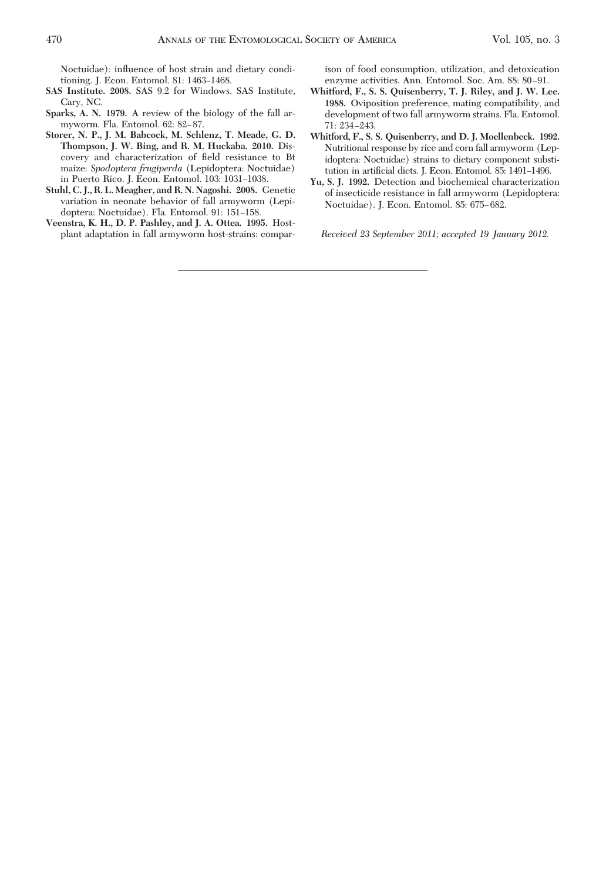Noctuidae): influence of host strain and dietary conditioning. J. Econ. Entomol. 81: 1463–1468.

**SAS Institute. 2008.** SAS 9.2 for Windows. SAS Institute, Cary, NC.

**Sparks, A. N. 1979.** A review of the biology of the fall armyworm. Fla. Entomol. 62: 82–87.

**Storer, N. P., J. M. Babcock, M. Schlenz, T. Meade, G. D. Thompson, J. W. Bing, and R. M. Huckaba. 2010.** Discovery and characterization of field resistance to Bt maize: *Spodoptera frugiperda* (Lepidoptera: Noctuidae) in Puerto Rico. J. Econ. Entomol. 103: 1031–1038.

**Stuhl, C. J., R. L. Meagher, and R. N. Nagoshi. 2008.** Genetic variation in neonate behavior of fall armyworm (Lepidoptera: Noctuidae). Fla. Entomol. 91: 151–158.

**Veenstra, K. H., D. P. Pashley, and J. A. Ottea. 1995.** Host-plant adaptation in fall armyworm host-strains: comparison of food consumption, utilization, and detoxication enzyme activities. Ann. Entomol. Soc. Am. 88: 80–91.

**Whitford, F., S. S. Quisenberry, T. J. Riley, and J. W. Lee. 1988.** Oviposition preference, mating compatibility, and development of two fall armyworm strains. Fla. Entomol. 71: 234–243.

**Whitford, F., S. S. Quisenberry, and D. J. Moellenbeck. 1992.** Nutritional response by rice and corn fall armyworm (Lepidoptera: Noctuidae) strains to dietary component substitution in artificial diets. J. Econ. Entomol. 85: 1491–1496.

**Yu, S. J. 1992.** Detection and biochemical characterization of insecticide resistance in fall armyworm (Lepidoptera: Noctuidae). J. Econ. Entomol. 85: 675–682.

*Received 23 September 2011; accepted 19 January 2012.*